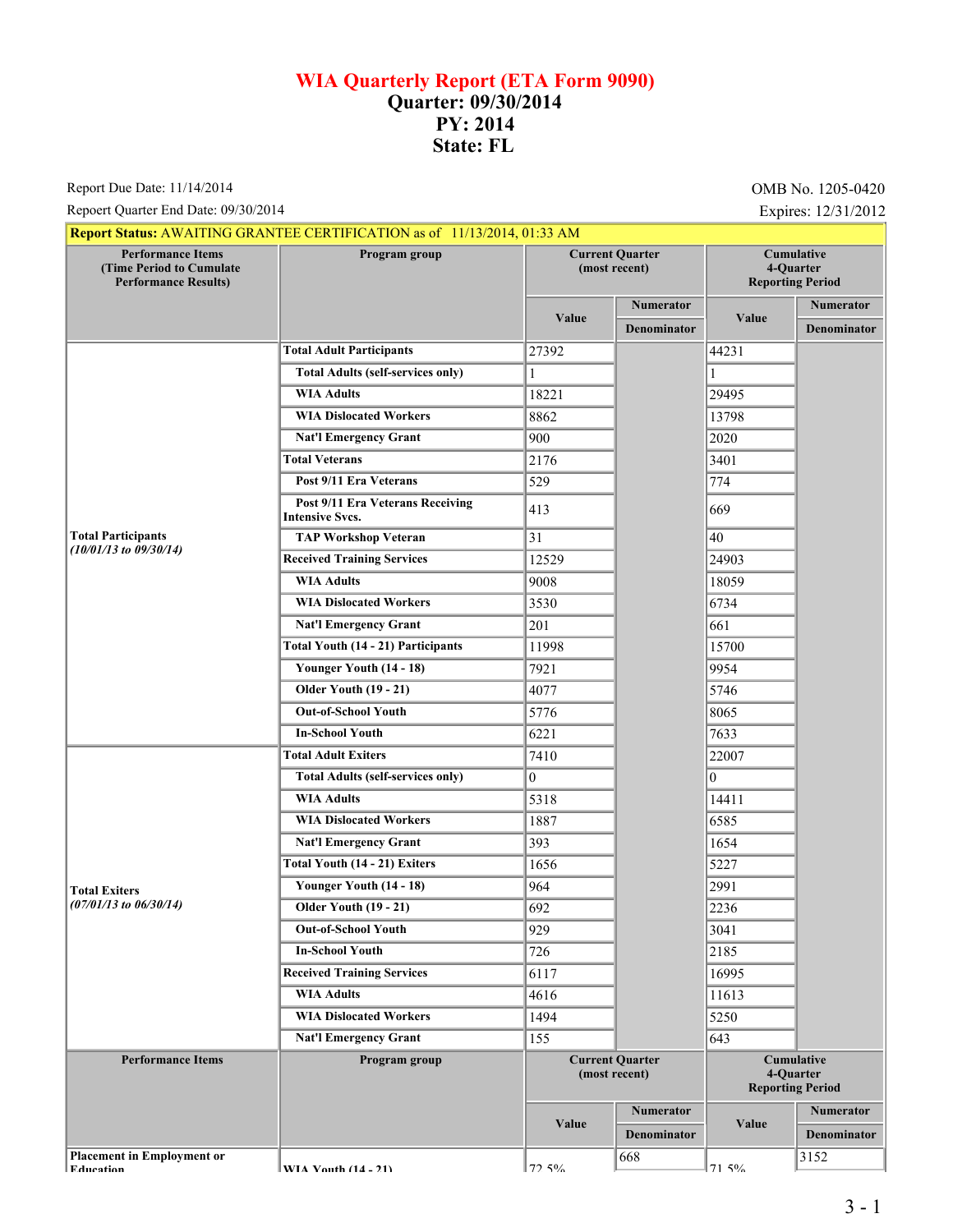# WIA Quarterly Report (ETA Form 9090)
# Quarter: 09/30/2014
# PY: 2014
# State: FL

Report Due Date: 11/14/2014

Repoert Quarter End Date: 09/30/2014

OMB No. 1205-0420

Expires: 12/31/2012

**Report Status:** AWAITING GRANTEE CERTIFICATION as of 11/13/2014, 01:33 AM

| Performance Items (Time Period to Cumulate Performance Results) | Program group | Current Quarter (most recent) | | Cumulative 4-Quarter Reporting Period | |
|---|---|---|---|---|---|
| | | Value | Numerator / Denominator | Value | Numerator / Denominator |
| **Total Participants** *(10/01/13 to 09/30/14)* | **Total Adult Participants** | 27392 | | 44231 | |
| | **Total Adults (self-services only)** | 1 | | 1 | |
| | **WIA Adults** | 18221 | | 29495 | |
| | **WIA Dislocated Workers** | 8862 | | 13798 | |
| | **Nat'l Emergency Grant** | 900 | | 2020 | |
| | **Total Veterans** | 2176 | | 3401 | |
| | **Post 9/11 Era Veterans** | 529 | | 774 | |
| | **Post 9/11 Era Veterans Receiving Intensive Svcs.** | 413 | | 669 | |
| | **TAP Workshop Veteran** | 31 | | 40 | |
| | **Received Training Services** | 12529 | | 24903 | |
| | **WIA Adults** | 9008 | | 18059 | |
| | **WIA Dislocated Workers** | 3530 | | 6734 | |
| | **Nat'l Emergency Grant** | 201 | | 661 | |
| | **Total Youth (14 - 21) Participants** | 11998 | | 15700 | |
| | **Younger Youth (14 - 18)** | 7921 | | 9954 | |
| | **Older Youth (19 - 21)** | 4077 | | 5746 | |
| | **Out-of-School Youth** | 5776 | | 8065 | |
| | **In-School Youth** | 6221 | | 7633 | |
| **Total Exiters** *(07/01/13 to 06/30/14)* | **Total Adult Exiters** | 7410 | | 22007 | |
| | **Total Adults (self-services only)** | 0 | | 0 | |
| | **WIA Adults** | 5318 | | 14411 | |
| | **WIA Dislocated Workers** | 1887 | | 6585 | |
| | **Nat'l Emergency Grant** | 393 | | 1654 | |
| | **Total Youth (14 - 21) Exiters** | 1656 | | 5227 | |
| | **Younger Youth (14 - 18)** | 964 | | 2991 | |
| | **Older Youth (19 - 21)** | 692 | | 2236 | |
| | **Out-of-School Youth** | 929 | | 3041 | |
| | **In-School Youth** | 726 | | 2185 | |
| | **Received Training Services** | 6117 | | 16995 | |
| | **WIA Adults** | 4616 | | 11613 | |
| | **WIA Dislocated Workers** | 1494 | | 5250 | |
| | **Nat'l Emergency Grant** | 155 | | 643 | |

| Performance Items | Program group | Current Quarter (most recent) | | Cumulative 4-Quarter Reporting Period | |
|---|---|---|---|---|---|
| | | Value | Numerator / Denominator | Value | Numerator / Denominator |
| **Placement in Employment or Education** | **WIA Youth (14 - 21)** | 72.5% | 668 | 71.5% | 3152 |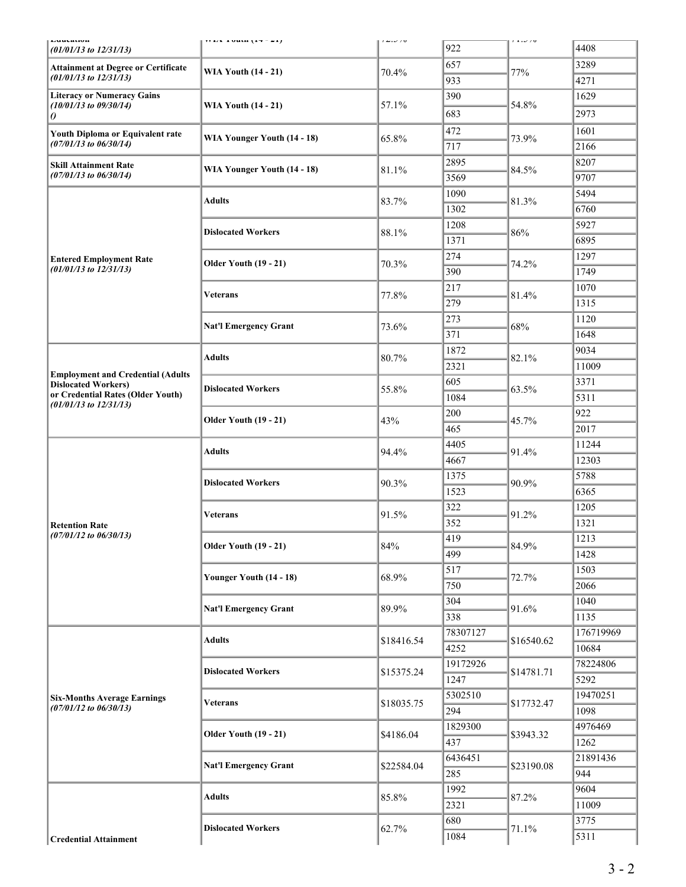| | | | | | |
|---|---|---|---|---|---|
| Education (01/01/13 to 12/31/13) | WIA Youth (14 - 21) | 72.5% | | 71.5% | |
| | | | 922 | | 4408 |
| Attainment at Degree or Certificate (01/01/13 to 12/31/13) | WIA Youth (14 - 21) | 70.4% | 657 | 77% | 3289 |
| | | | 933 | | 4271 |
| Literacy or Numeracy Gains (10/01/13 to 09/30/14) () | WIA Youth (14 - 21) | 57.1% | 390 | 54.8% | 1629 |
| | | | 683 | | 2973 |
| Youth Diploma or Equivalent rate (07/01/13 to 06/30/14) | WIA Younger Youth (14 - 18) | 65.8% | 472 | 73.9% | 1601 |
| | | | 717 | | 2166 |
| Skill Attainment Rate (07/01/13 to 06/30/14) | WIA Younger Youth (14 - 18) | 81.1% | 2895 | 84.5% | 8207 |
| | | | 3569 | | 9707 |
| Entered Employment Rate (01/01/13 to 12/31/13) | Adults | 83.7% | 1090 | 81.3% | 5494 |
| | | | 1302 | | 6760 |
| | Dislocated Workers | 88.1% | 1208 | 86% | 5927 |
| | | | 1371 | | 6895 |
| | Older Youth (19 - 21) | 70.3% | 274 | 74.2% | 1297 |
| | | | 390 | | 1749 |
| | Veterans | 77.8% | 217 | 81.4% | 1070 |
| | | | 279 | | 1315 |
| | Nat'l Emergency Grant | 73.6% | 273 | 68% | 1120 |
| | | | 371 | | 1648 |
| Employment and Credential (Adults Dislocated Workers) or Credential Rates (Older Youth) (01/01/13 to 12/31/13) | Adults | 80.7% | 1872 | 82.1% | 9034 |
| | | | 2321 | | 11009 |
| | Dislocated Workers | 55.8% | 605 | 63.5% | 3371 |
| | | | 1084 | | 5311 |
| | Older Youth (19 - 21) | 43% | 200 | 45.7% | 922 |
| | | | 465 | | 2017 |
| Retention Rate (07/01/12 to 06/30/13) | Adults | 94.4% | 4405 | 91.4% | 11244 |
| | | | 4667 | | 12303 |
| | Dislocated Workers | 90.3% | 1375 | 90.9% | 5788 |
| | | | 1523 | | 6365 |
| | Veterans | 91.5% | 322 | 91.2% | 1205 |
| | | | 352 | | 1321 |
| | Older Youth (19 - 21) | 84% | 419 | 84.9% | 1213 |
| | | | 499 | | 1428 |
| | Younger Youth (14 - 18) | 68.9% | 517 | 72.7% | 1503 |
| | | | 750 | | 2066 |
| | Nat'l Emergency Grant | 89.9% | 304 | 91.6% | 1040 |
| | | | 338 | | 1135 |
| Six-Months Average Earnings (07/01/12 to 06/30/13) | Adults | $18416.54 | 78307127 | $16540.62 | 176719969 |
| | | | 4252 | | 10684 |
| | Dislocated Workers | $15375.24 | 19172926 | $14781.71 | 78224806 |
| | | | 1247 | | 5292 |
| | Veterans | $18035.75 | 5302510 | $17732.47 | 19470251 |
| | | | 294 | | 1098 |
| | Older Youth (19 - 21) | $4186.04 | 1829300 | $3943.32 | 4976469 |
| | | | 437 | | 1262 |
| | Nat'l Emergency Grant | $22584.04 | 6436451 | $23190.08 | 21891436 |
| | | | 285 | | 944 |
| Credential Attainment | Adults | 85.8% | 1992 | 87.2% | 9604 |
| | | | 2321 | | 11009 |
| | Dislocated Workers | 62.7% | 680 | 71.1% | 3775 |
| | | | 1084 | | 5311 |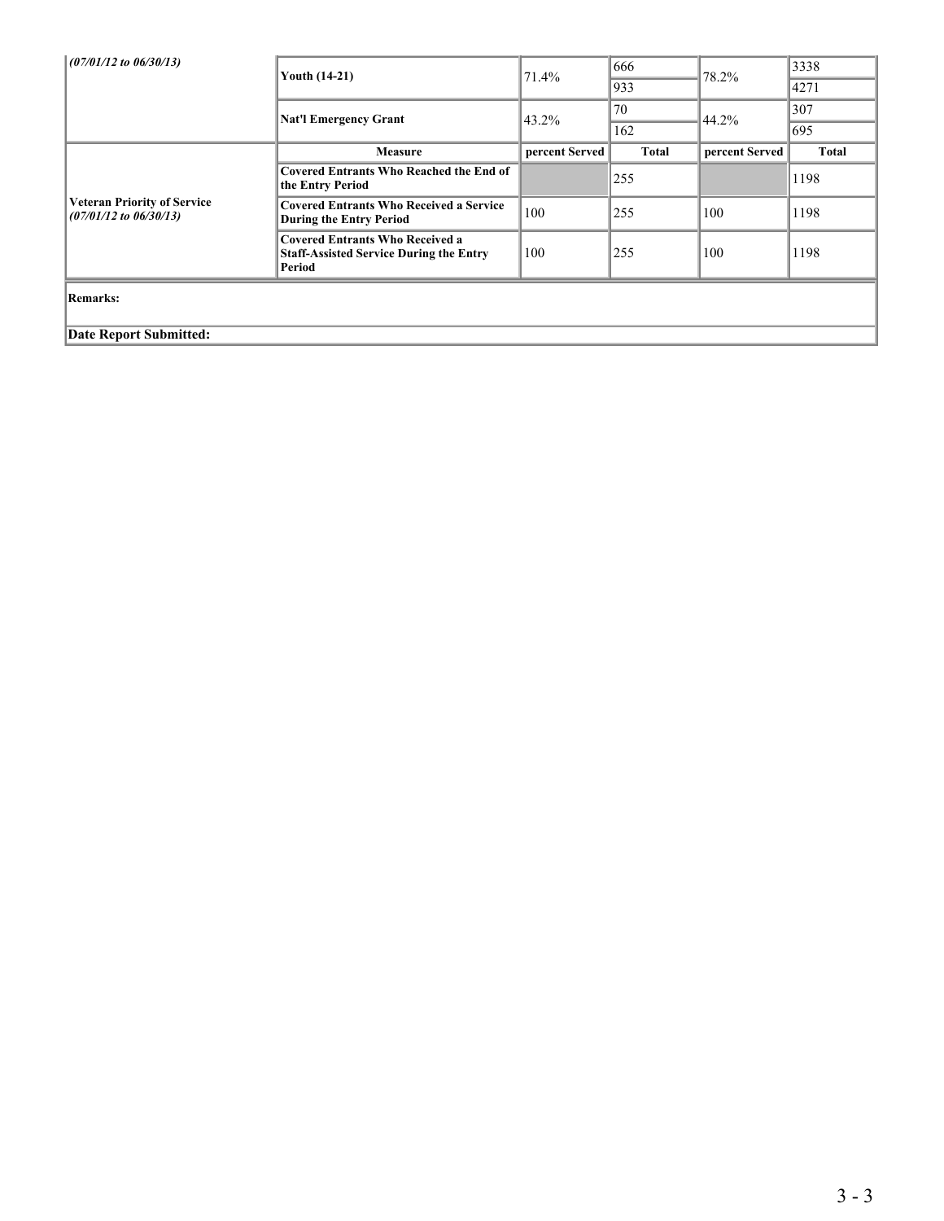| | | | | | |
|---|---|---|---|---|---|
| *(07/01/12 to 06/30/13)* | **Youth (14-21)** | 71.4% | 666 | 78.2% | 3338 |
| | | | 933 | | 4271 |
| | **Nat'l Emergency Grant** | 43.2% | 70 | 44.2% | 307 |
| | | | 162 | | 695 |
| | **Measure** | **percent Served** | **Total** | **percent Served** | **Total** |
| **Veteran Priority of Service** *(07/01/12 to 06/30/13)* | **Covered Entrants Who Reached the End of the Entry Period** | | 255 | | 1198 |
| | **Covered Entrants Who Received a Service During the Entry Period** | 100 | 255 | 100 | 1198 |
| | **Covered Entrants Who Received a Staff-Assisted Service During the Entry Period** | 100 | 255 | 100 | 1198 |

**Remarks:**

**Date Report Submitted:**